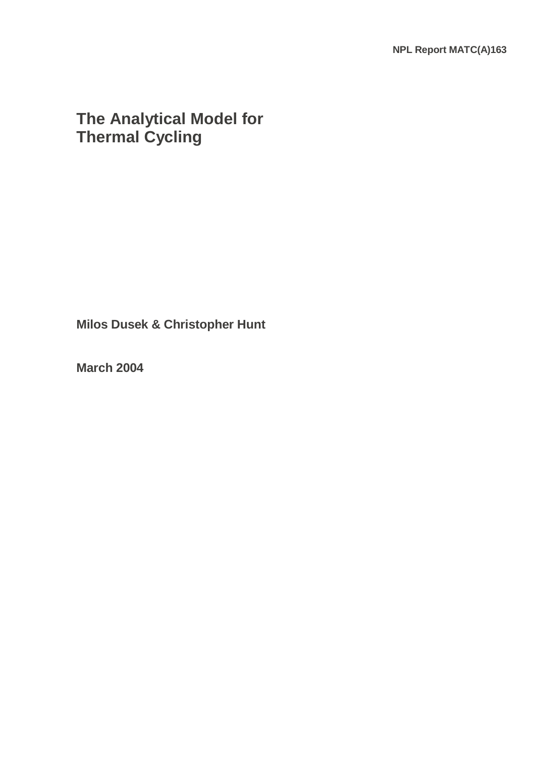NPL Report MATC(A)163

# The Analytical Model for Thermal Cycling

**Milos Dusek & Christopher Hunt**

**March 2004**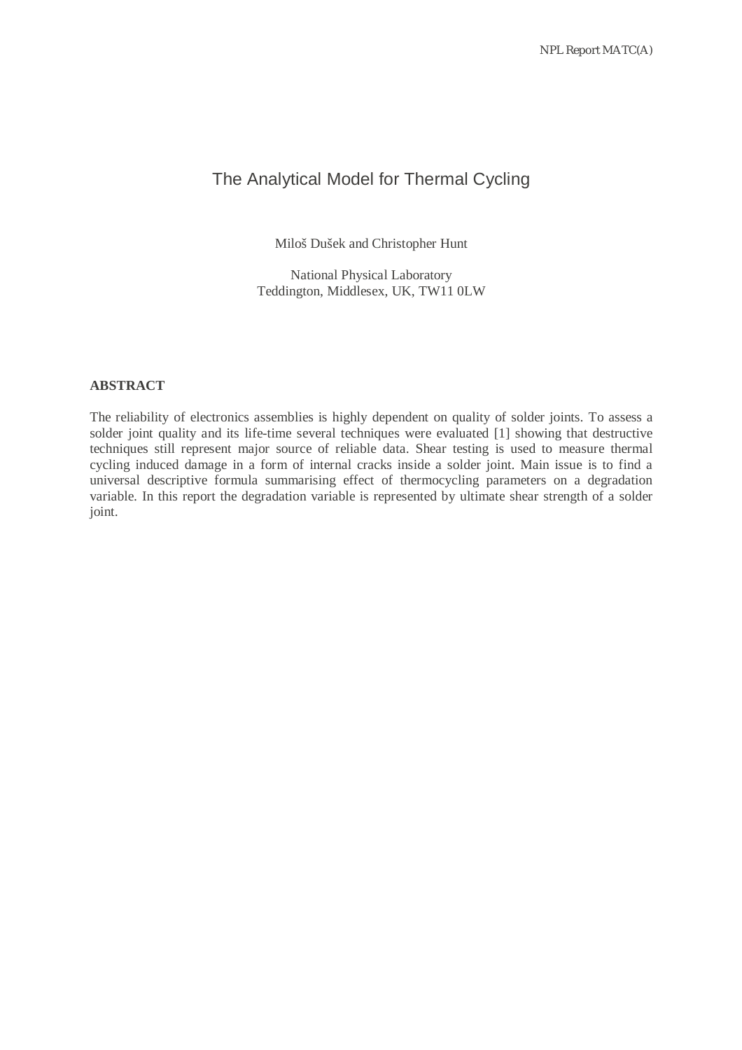# The Analytical Model for Thermal Cycling

Miloš Dušek and Christopher Hunt

National Physical Laboratory
Teddington, Middlesex, UK, TW11 0LW

## ABSTRACT

The reliability of electronics assemblies is highly dependent on quality of solder joints. To assess a solder joint quality and its life-time several techniques were evaluated [1] showing that destructive techniques still represent major source of reliable data. Shear testing is used to measure thermal cycling induced damage in a form of internal cracks inside a solder joint. Main issue is to find a universal descriptive formula summarising effect of thermocycling parameters on a degradation variable. In this report the degradation variable is represented by ultimate shear strength of a solder joint.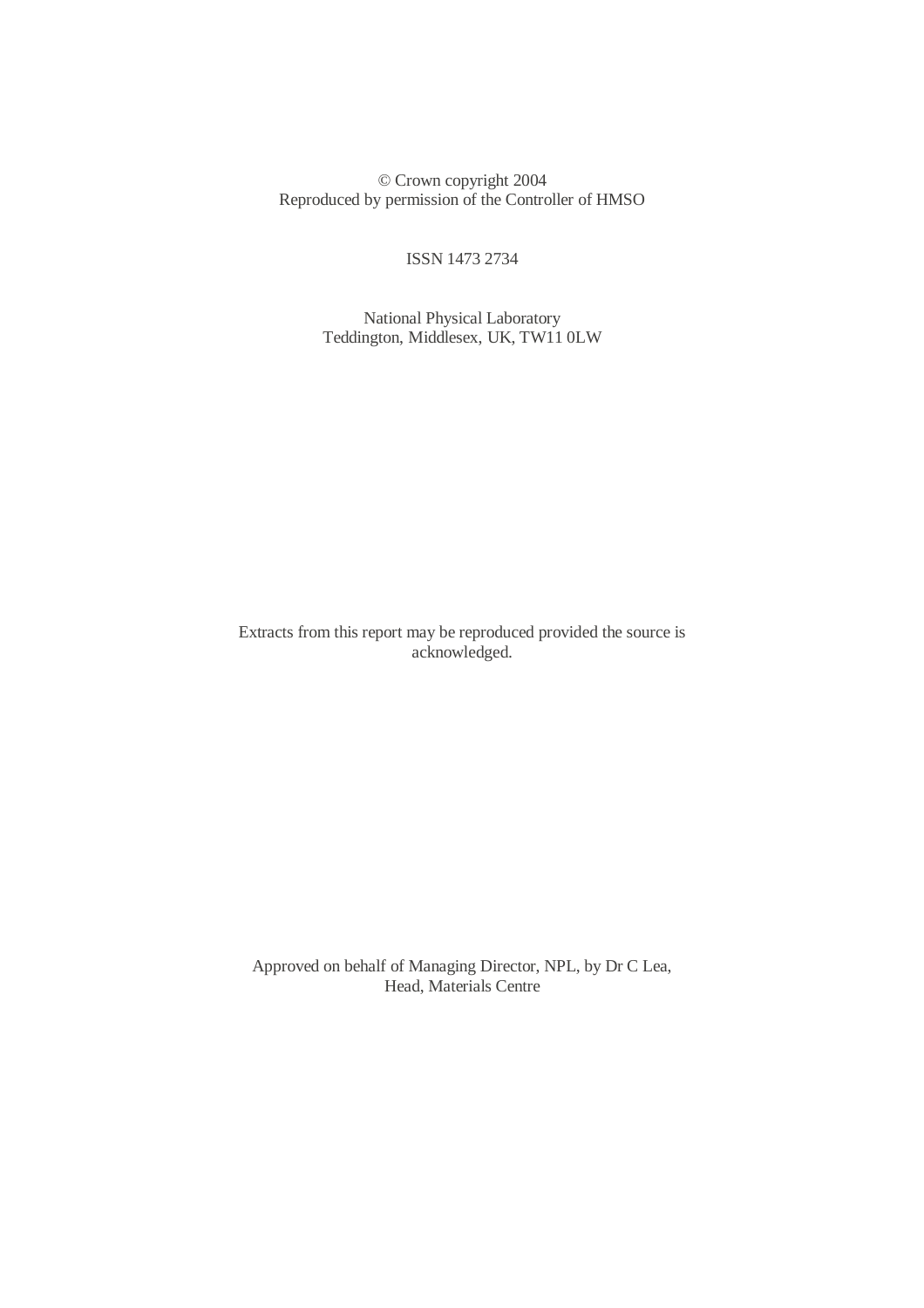© Crown copyright 2004
Reproduced by permission of the Controller of HMSO

ISSN 1473 2734

National Physical Laboratory
Teddington, Middlesex, UK, TW11 0LW

Extracts from this report may be reproduced provided the source is acknowledged.

Approved on behalf of Managing Director, NPL, by Dr C Lea,
Head, Materials Centre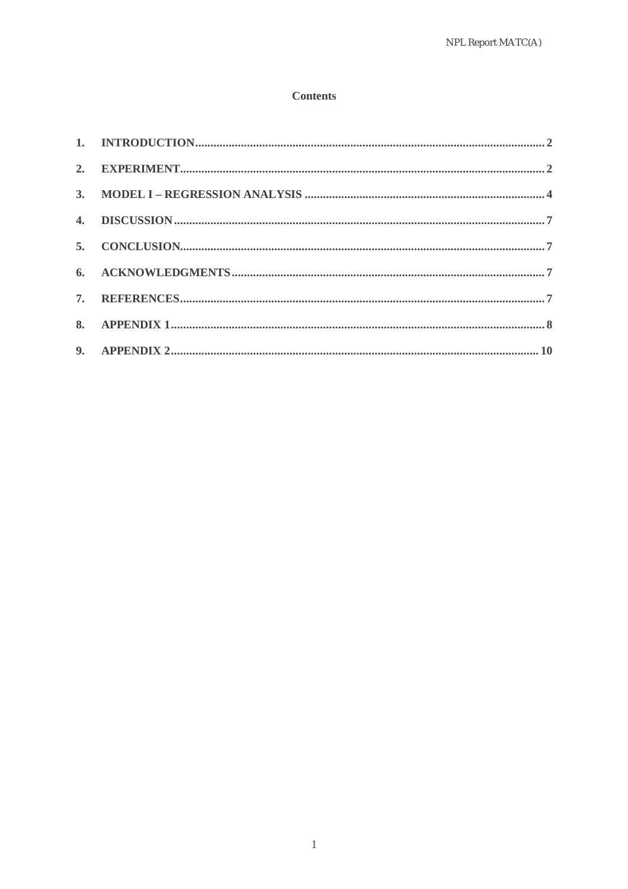# Contents

1. **INTRODUCTION** .......... 2
2. **EXPERIMENT** .......... 2
3. **MODEL I – REGRESSION ANALYSIS** .......... 4
4. **DISCUSSION** .......... 7
5. **CONCLUSION** .......... 7
6. **ACKNOWLEDGMENTS** .......... 7
7. **REFERENCES** .......... 7
8. **APPENDIX 1** .......... 8
9. **APPENDIX 2** .......... 10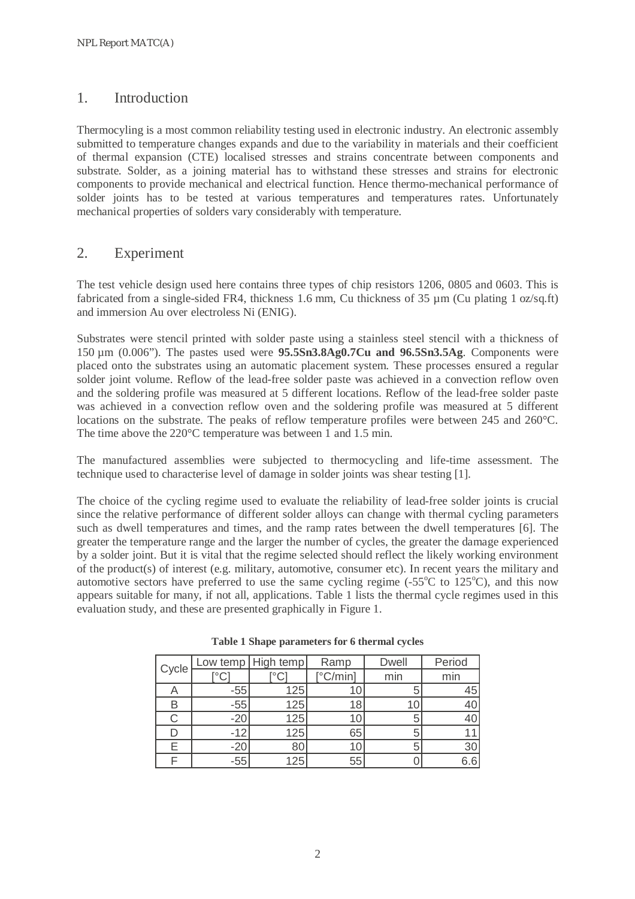## 1. Introduction

Thermocyling is a most common reliability testing used in electronic industry. An electronic assembly submitted to temperature changes expands and due to the variability in materials and their coefficient of thermal expansion (CTE) localised stresses and strains concentrate between components and substrate. Solder, as a joining material has to withstand these stresses and strains for electronic components to provide mechanical and electrical function. Hence thermo-mechanical performance of solder joints has to be tested at various temperatures and temperatures rates. Unfortunately mechanical properties of solders vary considerably with temperature.

## 2. Experiment

The test vehicle design used here contains three types of chip resistors 1206, 0805 and 0603. This is fabricated from a single-sided FR4, thickness 1.6 mm, Cu thickness of 35 µm (Cu plating 1 oz/sq.ft) and immersion Au over electroless Ni (ENIG).

Substrates were stencil printed with solder paste using a stainless steel stencil with a thickness of 150 µm (0.006"). The pastes used were **95.5Sn3.8Ag0.7Cu and 96.5Sn3.5Ag**. Components were placed onto the substrates using an automatic placement system. These processes ensured a regular solder joint volume. Reflow of the lead-free solder paste was achieved in a convection reflow oven and the soldering profile was measured at 5 different locations. Reflow of the lead-free solder paste was achieved in a convection reflow oven and the soldering profile was measured at 5 different locations on the substrate. The peaks of reflow temperature profiles were between 245 and 260°C. The time above the 220°C temperature was between 1 and 1.5 min.

The manufactured assemblies were subjected to thermocycling and life-time assessment. The technique used to characterise level of damage in solder joints was shear testing [1].

The choice of the cycling regime used to evaluate the reliability of lead-free solder joints is crucial since the relative performance of different solder alloys can change with thermal cycling parameters such as dwell temperatures and times, and the ramp rates between the dwell temperatures [6]. The greater the temperature range and the larger the number of cycles, the greater the damage experienced by a solder joint. But it is vital that the regime selected should reflect the likely working environment of the product(s) of interest (e.g. military, automotive, consumer etc). In recent years the military and automotive sectors have preferred to use the same cycling regime (-55$^{o}$C to 125$^{o}$C), and this now appears suitable for many, if not all, applications. Table 1 lists the thermal cycle regimes used in this evaluation study, and these are presented graphically in Figure 1.

**Table 1 Shape parameters for 6 thermal cycles**

| Cycle | Low temp | High temp | Ramp | Dwell | Period |
|---|---|---|---|---|---|
| | [°C] | [°C] | [°C/min] | min | min |
| A | -55 | 125 | 10 | 5 | 45 |
| B | -55 | 125 | 18 | 10 | 40 |
| C | -20 | 125 | 10 | 5 | 40 |
| D | -12 | 125 | 65 | 5 | 11 |
| E | -20 | 80 | 10 | 5 | 30 |
| F | -55 | 125 | 55 | 0 | 6.6 |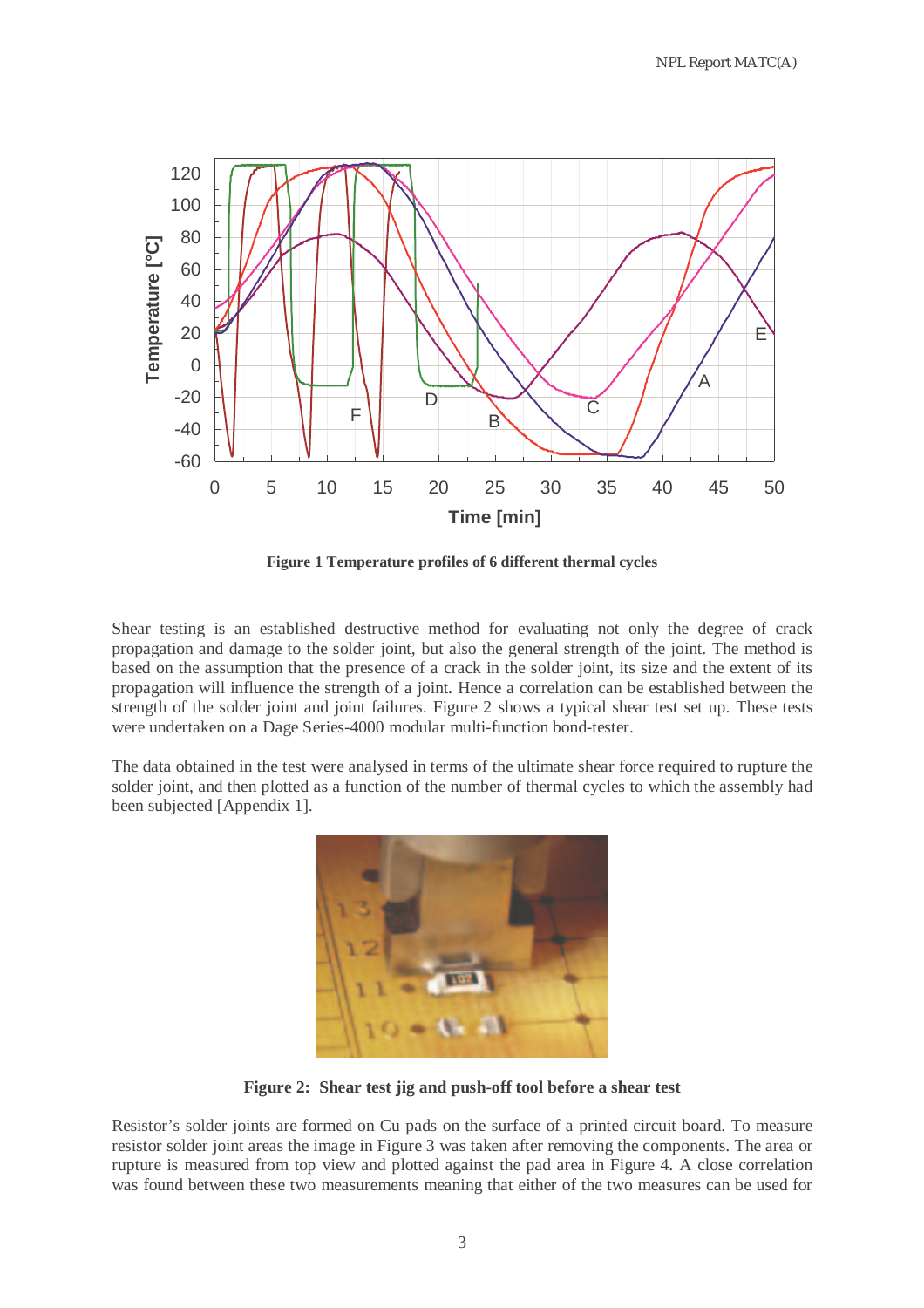**Figure 1 Temperature profiles of 6 different thermal cycles**

Shear testing is an established destructive method for evaluating not only the degree of crack propagation and damage to the solder joint, but also the general strength of the joint. The method is based on the assumption that the presence of a crack in the solder joint, its size and the extent of its propagation will influence the strength of a joint. Hence a correlation can be established between the strength of the solder joint and joint failures. Figure 2 shows a typical shear test set up. These tests were undertaken on a Dage Series-4000 modular multi-function bond-tester.

The data obtained in the test were analysed in terms of the ultimate shear force required to rupture the solder joint, and then plotted as a function of the number of thermal cycles to which the assembly had been subjected [Appendix 1].

**Figure 2: Shear test jig and push-off tool before a shear test**

Resistor's solder joints are formed on Cu pads on the surface of a printed circuit board. To measure resistor solder joint areas the image in Figure 3 was taken after removing the components. The area or rupture is measured from top view and plotted against the pad area in Figure 4. A close correlation was found between these two measurements meaning that either of the two measures can be used for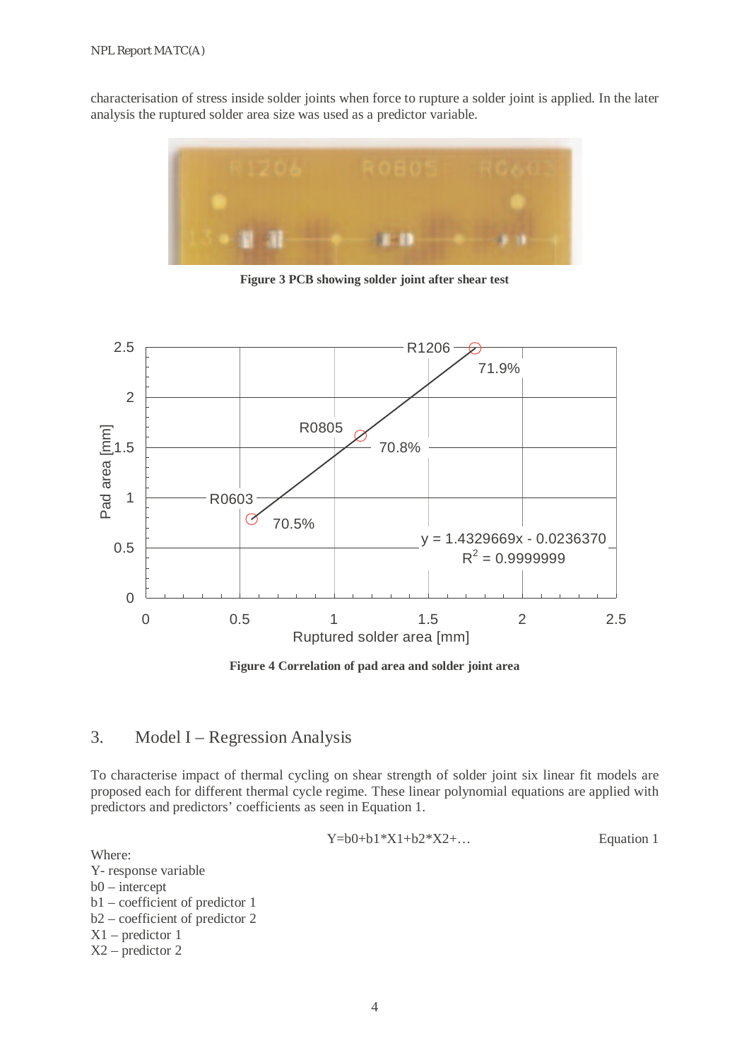characterisation of stress inside solder joints when force to rupture a solder joint is applied. In the later analysis the ruptured solder area size was used as a predictor variable.

**Figure 3 PCB showing solder joint after shear test**

**Figure 4 Correlation of pad area and solder joint area**

## 3. Model I – Regression Analysis

To characterise impact of thermal cycling on shear strength of solder joint six linear fit models are proposed each for different thermal cycle regime. These linear polynomial equations are applied with predictors and predictors' coefficients as seen in Equation 1.

$$Y=b0+b1*X1+b2*X2+\ldots \qquad \text{Equation 1}$$

Where:
Y- response variable
b0 – intercept
b1 – coefficient of predictor 1
b2 – coefficient of predictor 2
X1 – predictor 1
X2 – predictor 2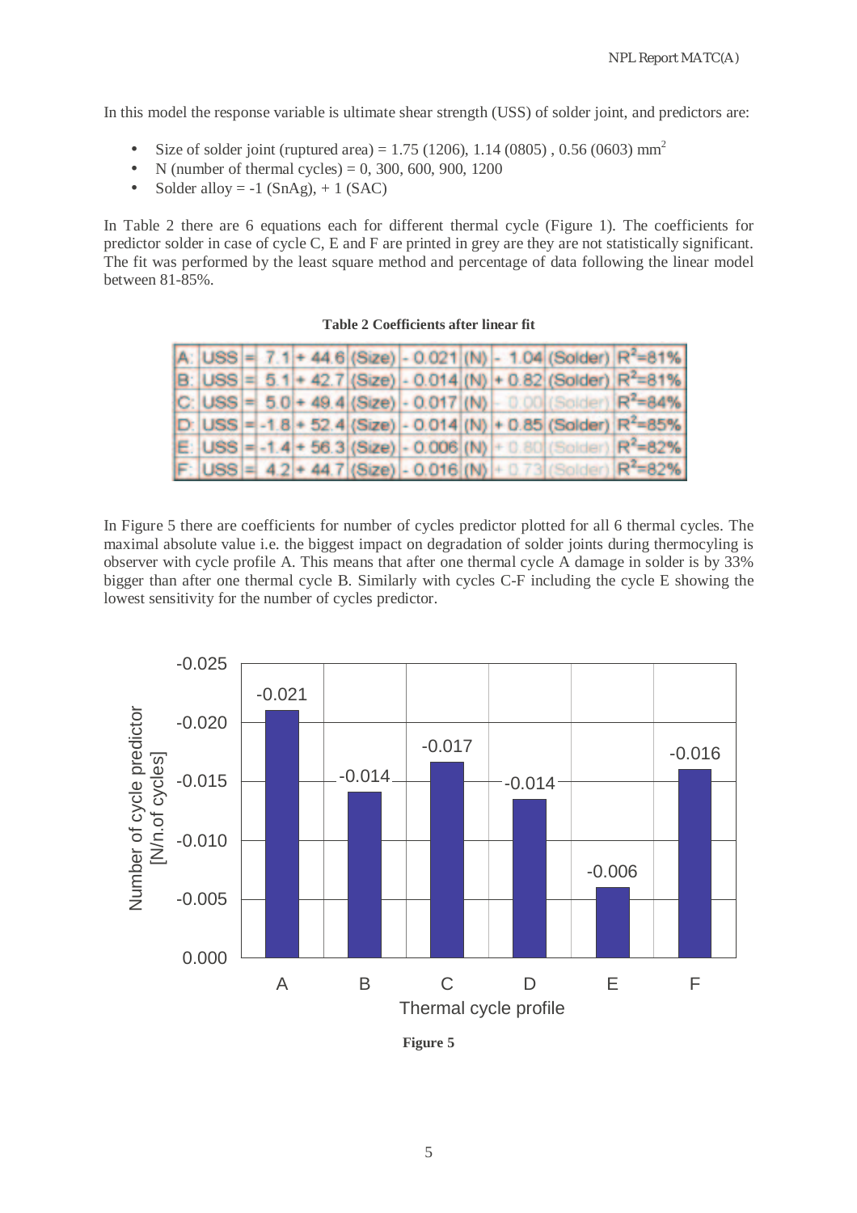In this model the response variable is ultimate shear strength (USS) of solder joint, and predictors are:

- Size of solder joint (ruptured area) = 1.75 (1206), 1.14 (0805) , 0.56 (0603) $mm^2$
- N (number of thermal cycles) = 0, 300, 600, 900, 1200
- Solder alloy = -1 (SnAg), + 1 (SAC)

In Table 2 there are 6 equations each for different thermal cycle (Figure 1). The coefficients for predictor solder in case of cycle C, E and F are printed in grey are they are not statistically significant. The fit was performed by the least square method and percentage of data following the linear model between 81-85%.

**Table 2 Coefficients after linear fit**

| | | | | | | | | | | | |
|---|---|---|---|---|---|---|---|---|---|---|---|
| A: | USS | = | 7.1 | + 44.6 | (Size) | - 0.021 | (N) | - 1.04 | (Solder) | $R^2$=81% |
| B: | USS | = | 5.1 | + 42.7 | (Size) | - 0.014 | (N) | + 0.82 | (Solder) | $R^2$=81% |
| C: | USS | = | 5.0 | + 49.4 | (Size) | - 0.017 | (N) | - 0.00 | (Solder) | $R^2$=84% |
| D: | USS | = | -1.8 | + 52.4 | (Size) | - 0.014 | (N) | + 0.85 | (Solder) | $R^2$=85% |
| E: | USS | = | -1.4 | + 56.3 | (Size) | - 0.006 | (N) | + 0.80 | (Solder) | $R^2$=82% |
| F: | USS | = | 4.2 | + 44.7 | (Size) | - 0.016 | (N) | + 0.73 | (Solder) | $R^2$=82% |

In Figure 5 there are coefficients for number of cycles predictor plotted for all 6 thermal cycles. The maximal absolute value i.e. the biggest impact on degradation of solder joints during thermocyling is observer with cycle profile A. This means that after one thermal cycle A damage in solder is by 33% bigger than after one thermal cycle B. Similarly with cycles C-F including the cycle E showing the lowest sensitivity for the number of cycles predictor.

**Figure 5**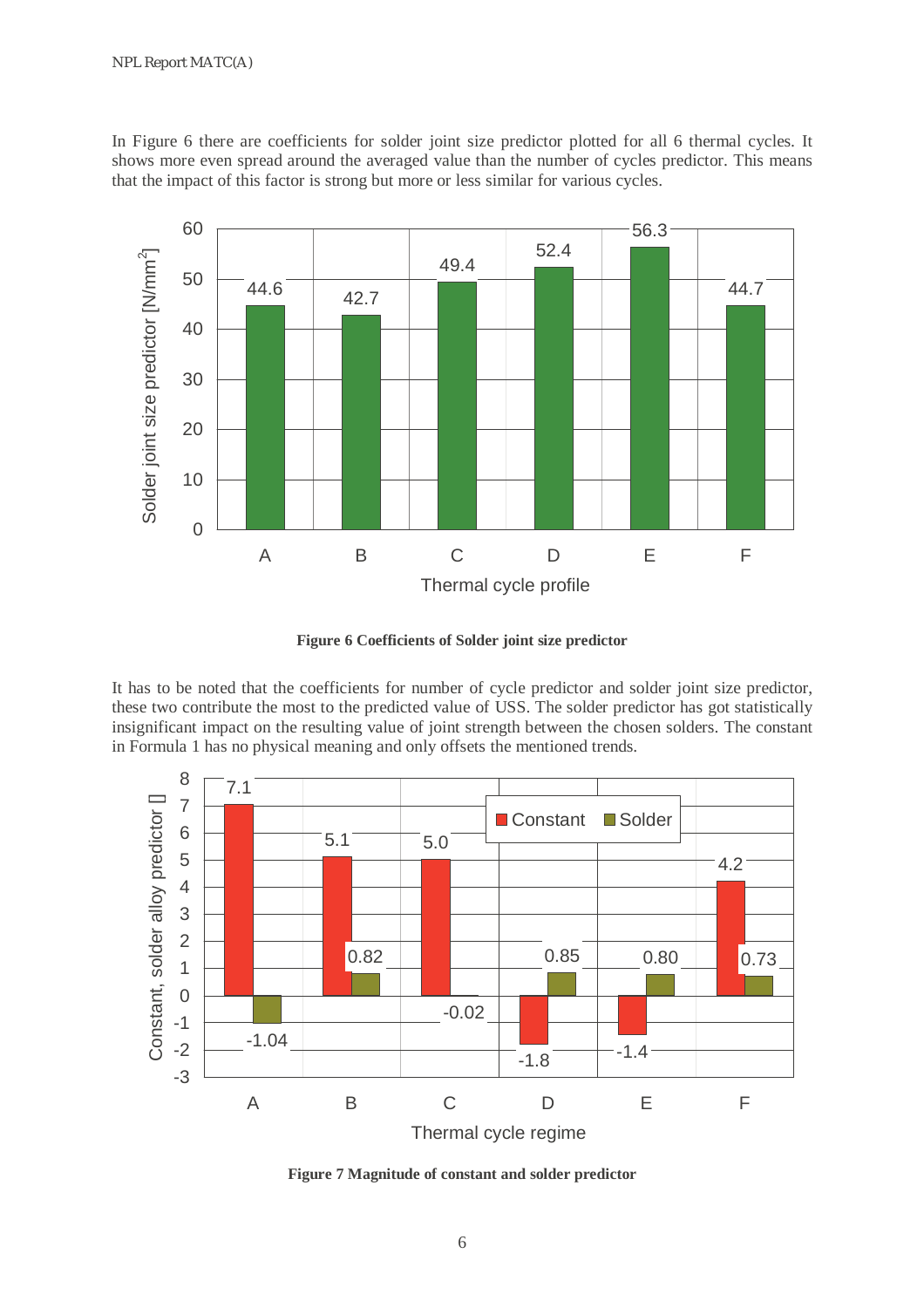In Figure 6 there are coefficients for solder joint size predictor plotted for all 6 thermal cycles. It shows more even spread around the averaged value than the number of cycles predictor. This means that the impact of this factor is strong but more or less similar for various cycles.

| Thermal cycle profile | Solder joint size predictor [N/mm$^2$] |
|---|---|
| A | 44.6 |
| B | 42.7 |
| C | 49.4 |
| D | 52.4 |
| E | 56.3 |
| F | 44.7 |

**Figure 6 Coefficients of Solder joint size predictor**

It has to be noted that the coefficients for number of cycle predictor and solder joint size predictor, these two contribute the most to the predicted value of USS. The solder predictor has got statistically insignificant impact on the resulting value of joint strength between the chosen solders. The constant in Formula 1 has no physical meaning and only offsets the mentioned trends.

| Thermal cycle regime | Constant | Solder |
|---|---|---|
| A | 7.1 | -1.04 |
| B | 5.1 | 0.82 |
| C | 5.0 | -0.02 |
| D | -1.8 | 0.85 |
| E | -1.4 | 0.80 |
| F | 4.2 | 0.73 |

**Figure 7 Magnitude of constant and solder predictor**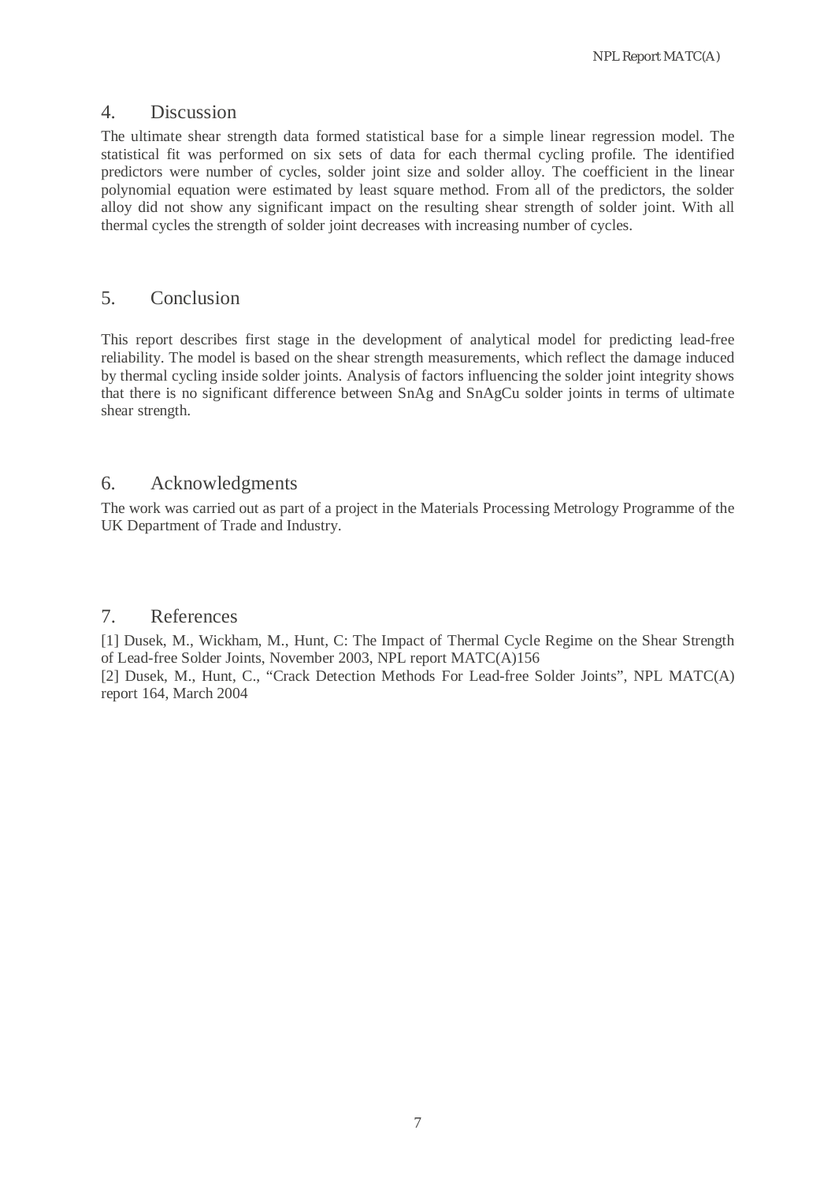## 4. Discussion

The ultimate shear strength data formed statistical base for a simple linear regression model. The statistical fit was performed on six sets of data for each thermal cycling profile. The identified predictors were number of cycles, solder joint size and solder alloy. The coefficient in the linear polynomial equation were estimated by least square method. From all of the predictors, the solder alloy did not show any significant impact on the resulting shear strength of solder joint. With all thermal cycles the strength of solder joint decreases with increasing number of cycles.

## 5. Conclusion

This report describes first stage in the development of analytical model for predicting lead-free reliability. The model is based on the shear strength measurements, which reflect the damage induced by thermal cycling inside solder joints. Analysis of factors influencing the solder joint integrity shows that there is no significant difference between SnAg and SnAgCu solder joints in terms of ultimate shear strength.

## 6. Acknowledgments

The work was carried out as part of a project in the Materials Processing Metrology Programme of the UK Department of Trade and Industry.

## 7. References

[1] Dusek, M., Wickham, M., Hunt, C: The Impact of Thermal Cycle Regime on the Shear Strength of Lead-free Solder Joints, November 2003, NPL report MATC(A)156

[2] Dusek, M., Hunt, C., "Crack Detection Methods For Lead-free Solder Joints", NPL MATC(A) report 164, March 2004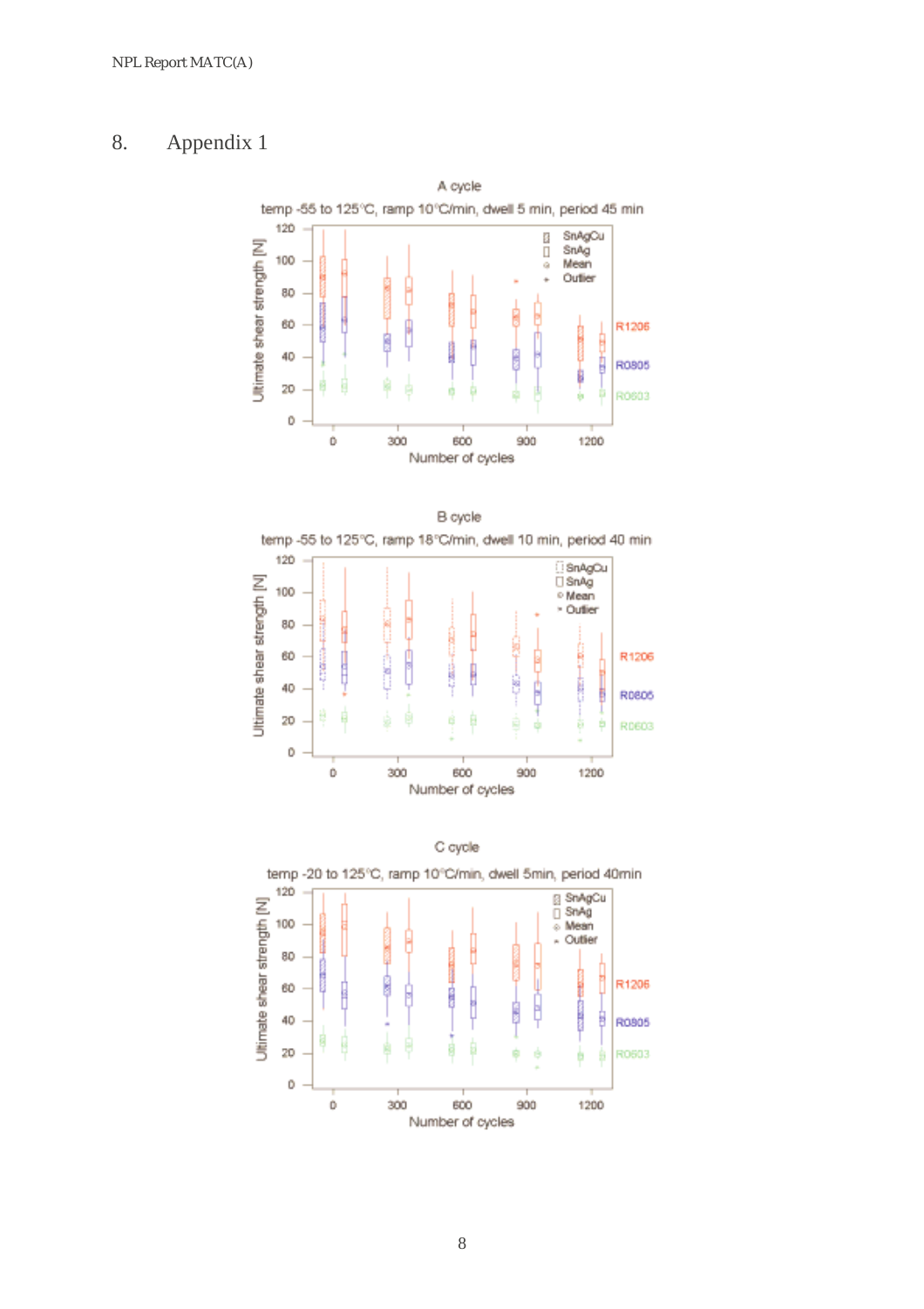# 8. Appendix 1

A cycle

temp -55 to 125°C, ramp 10°C/min, dwell 5 min, period 45 min

B cycle

temp -55 to 125°C, ramp 18°C/min, dwell 10 min, period 40 min

C cycle

temp -20 to 125°C, ramp 10°C/min, dwell 5min, period 40min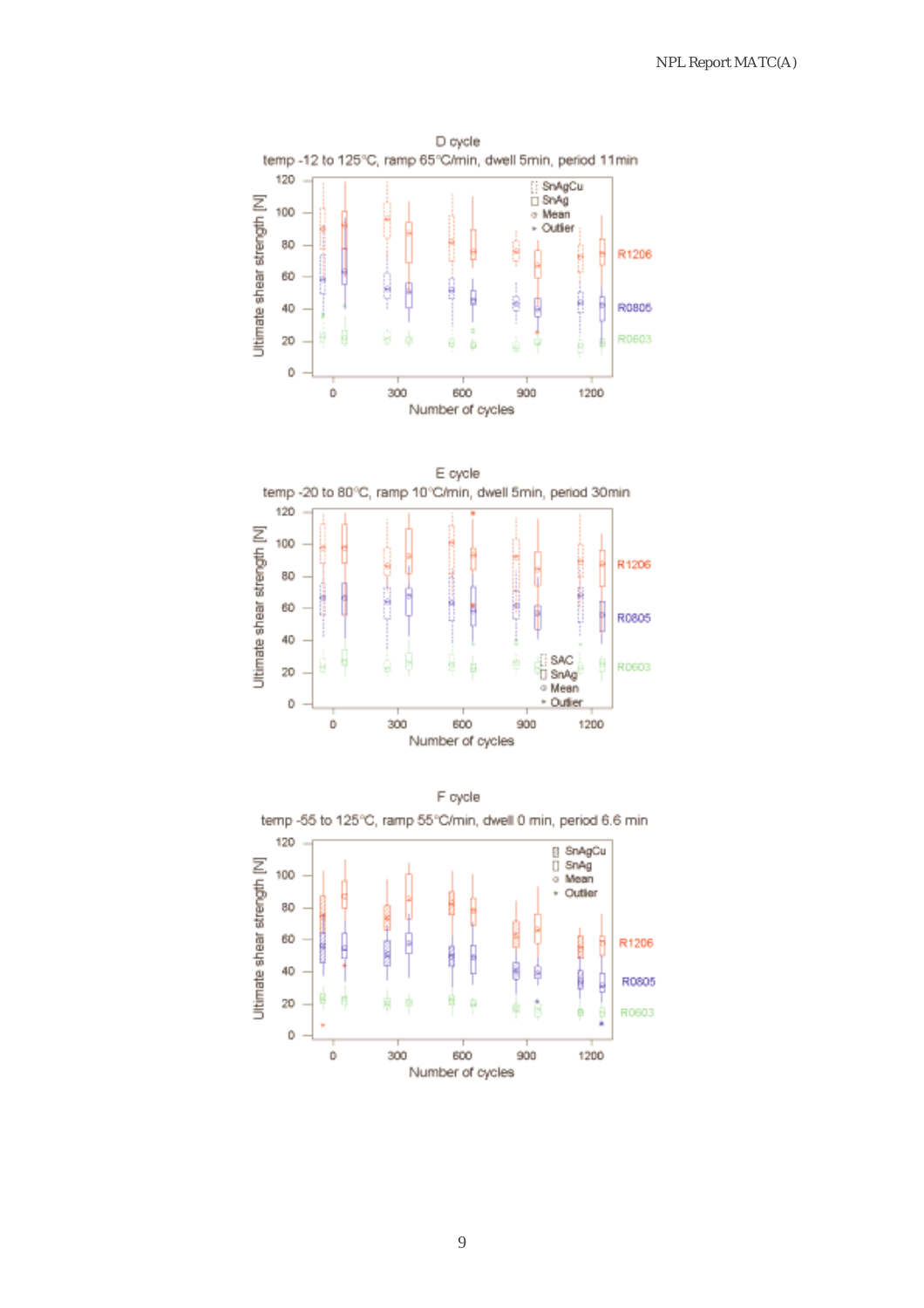D cycle

temp -12 to 125°C, ramp 65°C/min, dwell 5min, period 11min

E cycle

temp -20 to 80°C, ramp 10°C/min, dwell 5min, period 30min

F cycle

temp -55 to 125°C, ramp 55°C/min, dwell 0 min, period 6.6 min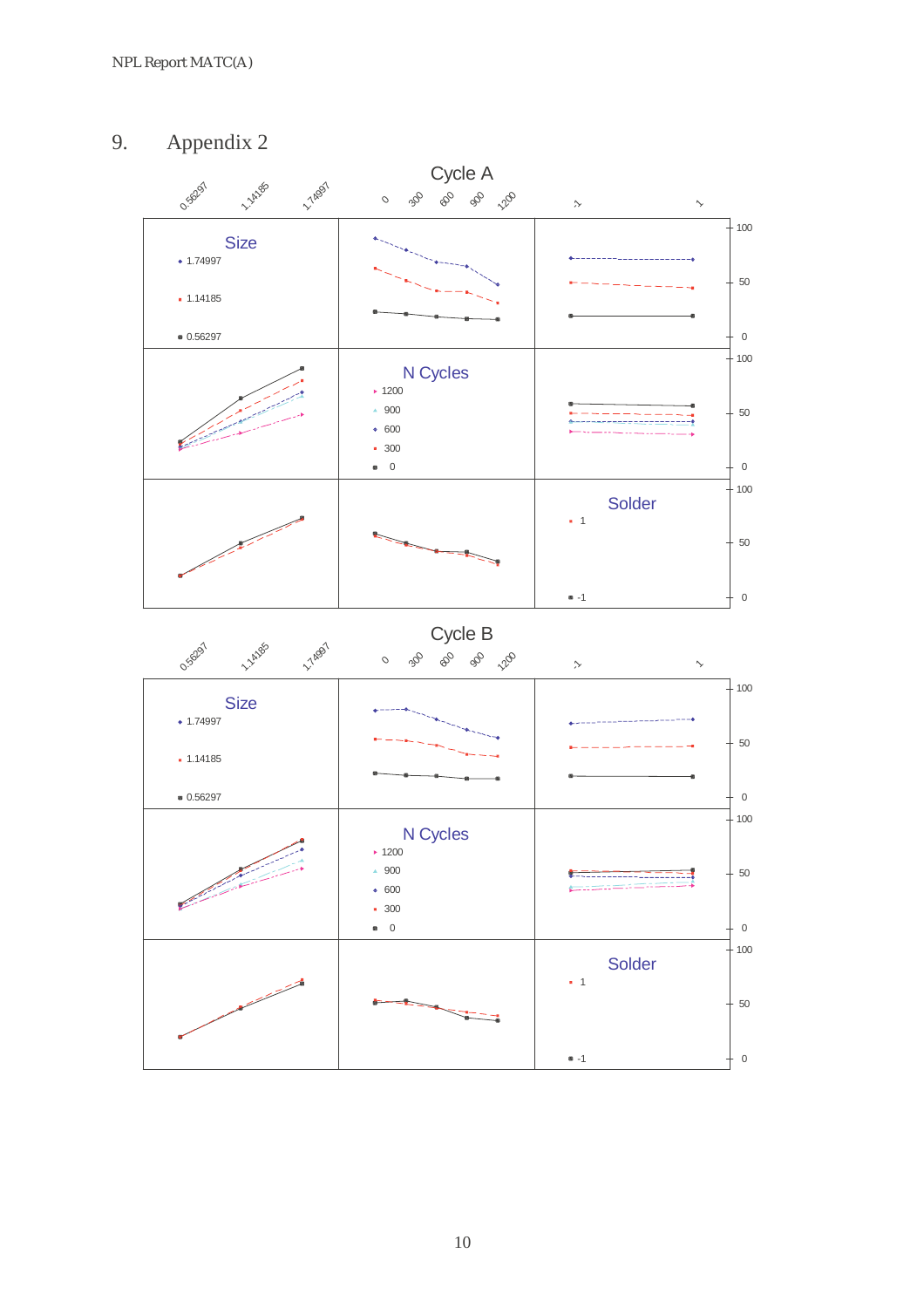# 9. Appendix 2

Cycle A

Size

N Cycles

Solder

Cycle B

Size

N Cycles

Solder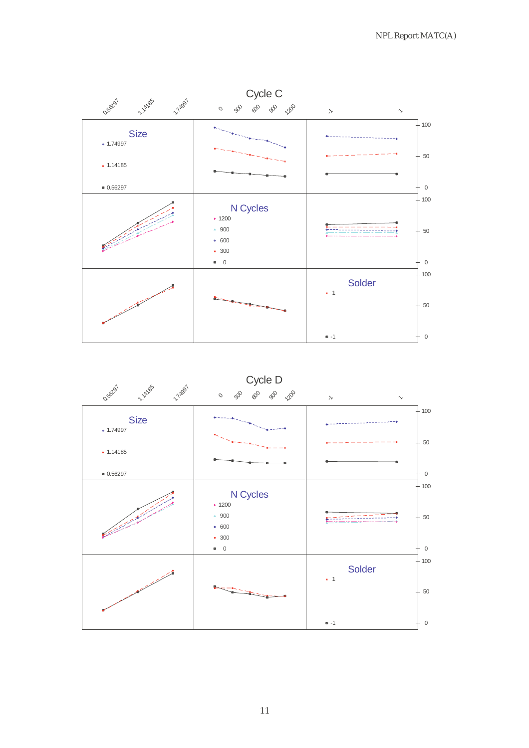Cycle C

Size
- 1.74997
- 1.14185
- 0.56297

N Cycles
- 1200
- 900
- 600
- 300
- 0

Solder
- 1
- -1

Cycle D

Size
- 1.74997
- 1.14185
- 0.56297

N Cycles
- 1200
- 900
- 600
- 300
- 0

Solder
- 1
- -1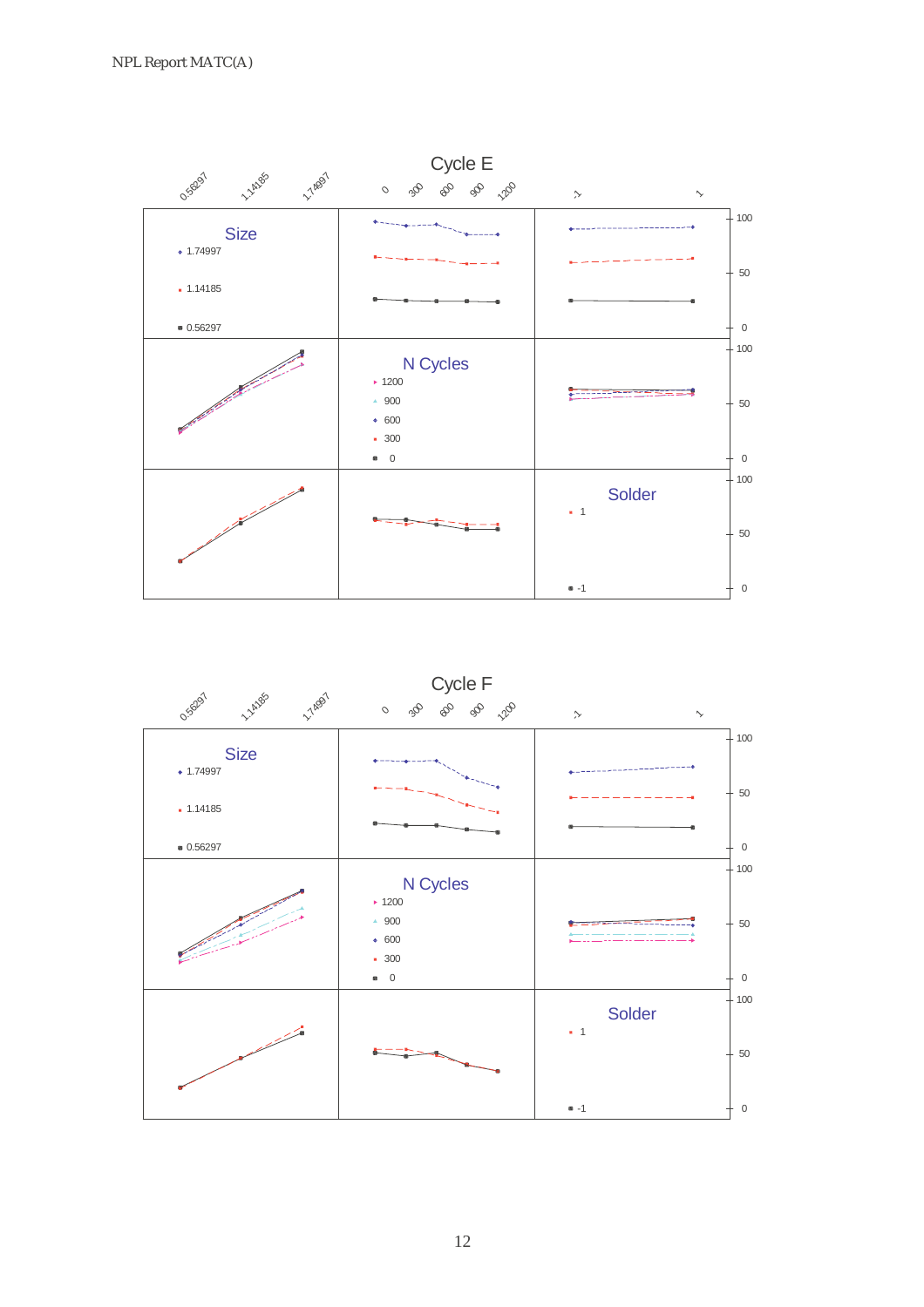Cycle E

0.56297
1.14185
1.74997

0
300
600
900
1200

-1
1

Size
1.74997
1.14185
0.56297

N Cycles
1200
900
600
300
0

Solder
1
-1

100
50
0
100
50
0
100
50
0

Cycle F

0.56297
1.14185
1.74997

0
300
600
900
1200

-1
1

Size
1.74997
1.14185
0.56297

N Cycles
1200
900
600
300
0

Solder
1
-1

100
50
0
100
50
0
100
50
0